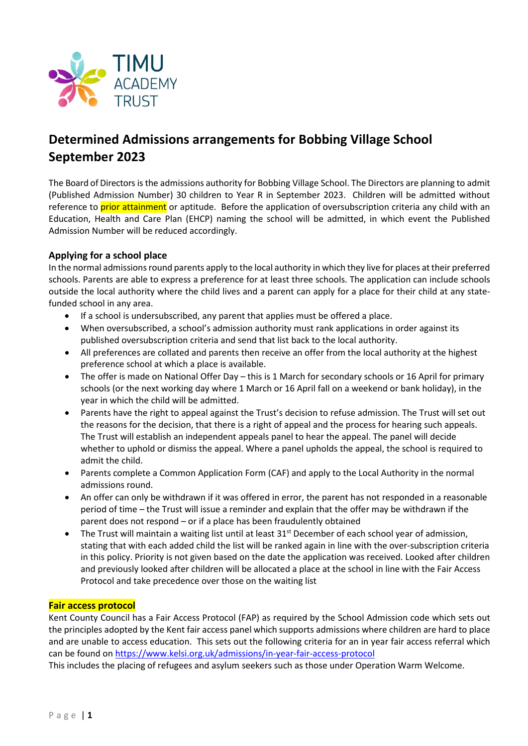TIMU ACADEMY TRUST

# Determined Admissions arrangements for Bobbing Village School September 2023

The Board of Directors is the admissions authority for Bobbing Village School. The Directors are planning to admit (Published Admission Number) 30 children to Year R in September 2023. Children will be admitted without reference to prior attainment or aptitude. Before the application of oversubscription criteria any child with an Education, Health and Care Plan (EHCP) naming the school will be admitted, in which event the Published Admission Number will be reduced accordingly.

### Applying for a school place

In the normal admissions round parents apply to the local authority in which they live for places at their preferred schools. Parents are able to express a preference for at least three schools. The application can include schools outside the local authority where the child lives and a parent can apply for a place for their child at any state-funded school in any area.

- If a school is undersubscribed, any parent that applies must be offered a place.
- When oversubscribed, a school's admission authority must rank applications in order against its published oversubscription criteria and send that list back to the local authority.
- All preferences are collated and parents then receive an offer from the local authority at the highest preference school at which a place is available.
- The offer is made on National Offer Day – this is 1 March for secondary schools or 16 April for primary schools (or the next working day where 1 March or 16 April fall on a weekend or bank holiday), in the year in which the child will be admitted.
- Parents have the right to appeal against the Trust's decision to refuse admission. The Trust will set out the reasons for the decision, that there is a right of appeal and the process for hearing such appeals. The Trust will establish an independent appeals panel to hear the appeal. The panel will decide whether to uphold or dismiss the appeal. Where a panel upholds the appeal, the school is required to admit the child.
- Parents complete a Common Application Form (CAF) and apply to the Local Authority in the normal admissions round.
- An offer can only be withdrawn if it was offered in error, the parent has not responded in a reasonable period of time – the Trust will issue a reminder and explain that the offer may be withdrawn if the parent does not respond – or if a place has been fraudulently obtained
- The Trust will maintain a waiting list until at least 31st December of each school year of admission, stating that with each added child the list will be ranked again in line with the over-subscription criteria in this policy. Priority is not given based on the date the application was received. Looked after children and previously looked after children will be allocated a place at the school in line with the Fair Access Protocol and take precedence over those on the waiting list

### Fair access protocol

Kent County Council has a Fair Access Protocol (FAP) as required by the School Admission code which sets out the principles adopted by the Kent fair access panel which supports admissions where children are hard to place and are unable to access education. This sets out the following criteria for an in year fair access referral which can be found on https://www.kelsi.org.uk/admissions/in-year-fair-access-protocol

This includes the placing of refugees and asylum seekers such as those under Operation Warm Welcome.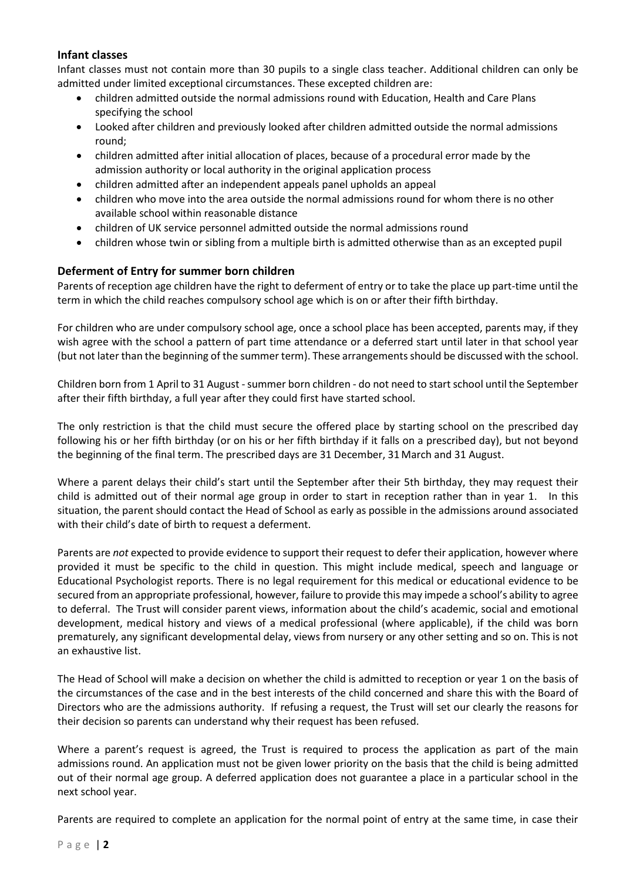## Infant classes

Infant classes must not contain more than 30 pupils to a single class teacher. Additional children can only be admitted under limited exceptional circumstances. These excepted children are:

- children admitted outside the normal admissions round with Education, Health and Care Plans specifying the school
- Looked after children and previously looked after children admitted outside the normal admissions round;
- children admitted after initial allocation of places, because of a procedural error made by the admission authority or local authority in the original application process
- children admitted after an independent appeals panel upholds an appeal
- children who move into the area outside the normal admissions round for whom there is no other available school within reasonable distance
- children of UK service personnel admitted outside the normal admissions round
- children whose twin or sibling from a multiple birth is admitted otherwise than as an excepted pupil

## Deferment of Entry for summer born children

Parents of reception age children have the right to deferment of entry or to take the place up part-time until the term in which the child reaches compulsory school age which is on or after their fifth birthday.

For children who are under compulsory school age, once a school place has been accepted, parents may, if they wish agree with the school a pattern of part time attendance or a deferred start until later in that school year (but not later than the beginning of the summer term). These arrangements should be discussed with the school.

Children born from 1 April to 31 August - summer born children - do not need to start school until the September after their fifth birthday, a full year after they could first have started school.

The only restriction is that the child must secure the offered place by starting school on the prescribed day following his or her fifth birthday (or on his or her fifth birthday if it falls on a prescribed day), but not beyond the beginning of the final term. The prescribed days are 31 December, 31 March and 31 August.

Where a parent delays their child's start until the September after their 5th birthday, they may request their child is admitted out of their normal age group in order to start in reception rather than in year 1. In this situation, the parent should contact the Head of School as early as possible in the admissions around associated with their child's date of birth to request a deferment.

Parents are *not* expected to provide evidence to support their request to defer their application, however where provided it must be specific to the child in question. This might include medical, speech and language or Educational Psychologist reports. There is no legal requirement for this medical or educational evidence to be secured from an appropriate professional, however, failure to provide this may impede a school's ability to agree to deferral. The Trust will consider parent views, information about the child's academic, social and emotional development, medical history and views of a medical professional (where applicable), if the child was born prematurely, any significant developmental delay, views from nursery or any other setting and so on. This is not an exhaustive list.

The Head of School will make a decision on whether the child is admitted to reception or year 1 on the basis of the circumstances of the case and in the best interests of the child concerned and share this with the Board of Directors who are the admissions authority. If refusing a request, the Trust will set our clearly the reasons for their decision so parents can understand why their request has been refused.

Where a parent's request is agreed, the Trust is required to process the application as part of the main admissions round. An application must not be given lower priority on the basis that the child is being admitted out of their normal age group. A deferred application does not guarantee a place in a particular school in the next school year.

Parents are required to complete an application for the normal point of entry at the same time, in case their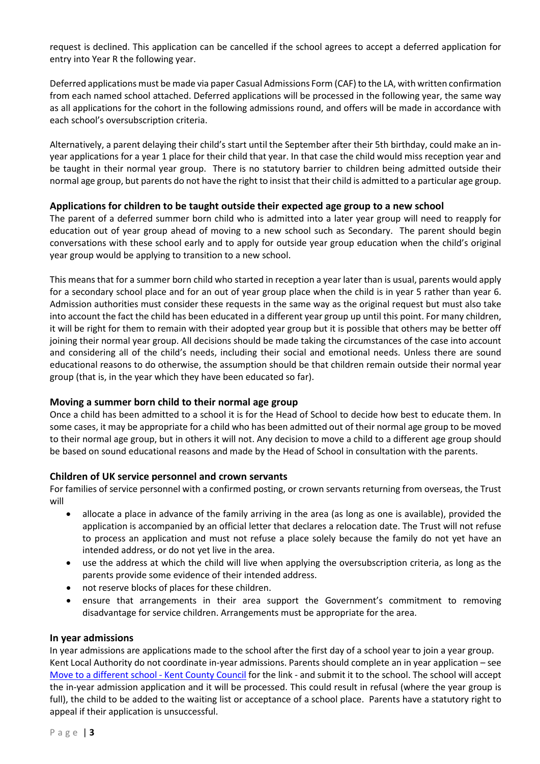request is declined. This application can be cancelled if the school agrees to accept a deferred application for entry into Year R the following year.

Deferred applications must be made via paper Casual Admissions Form (CAF) to the LA, with written confirmation from each named school attached. Deferred applications will be processed in the following year, the same way as all applications for the cohort in the following admissions round, and offers will be made in accordance with each school's oversubscription criteria.

Alternatively, a parent delaying their child's start until the September after their 5th birthday, could make an in-year applications for a year 1 place for their child that year. In that case the child would miss reception year and be taught in their normal year group. There is no statutory barrier to children being admitted outside their normal age group, but parents do not have the right to insist that their child is admitted to a particular age group.

### Applications for children to be taught outside their expected age group to a new school

The parent of a deferred summer born child who is admitted into a later year group will need to reapply for education out of year group ahead of moving to a new school such as Secondary. The parent should begin conversations with these school early and to apply for outside year group education when the child's original year group would be applying to transition to a new school.

This means that for a summer born child who started in reception a year later than is usual, parents would apply for a secondary school place and for an out of year group place when the child is in year 5 rather than year 6. Admission authorities must consider these requests in the same way as the original request but must also take into account the fact the child has been educated in a different year group up until this point. For many children, it will be right for them to remain with their adopted year group but it is possible that others may be better off joining their normal year group. All decisions should be made taking the circumstances of the case into account and considering all of the child's needs, including their social and emotional needs. Unless there are sound educational reasons to do otherwise, the assumption should be that children remain outside their normal year group (that is, in the year which they have been educated so far).

### Moving a summer born child to their normal age group

Once a child has been admitted to a school it is for the Head of School to decide how best to educate them. In some cases, it may be appropriate for a child who has been admitted out of their normal age group to be moved to their normal age group, but in others it will not. Any decision to move a child to a different age group should be based on sound educational reasons and made by the Head of School in consultation with the parents.

### Children of UK service personnel and crown servants

For families of service personnel with a confirmed posting, or crown servants returning from overseas, the Trust will

- allocate a place in advance of the family arriving in the area (as long as one is available), provided the application is accompanied by an official letter that declares a relocation date. The Trust will not refuse to process an application and must not refuse a place solely because the family do not yet have an intended address, or do not yet live in the area.
- use the address at which the child will live when applying the oversubscription criteria, as long as the parents provide some evidence of their intended address.
- not reserve blocks of places for these children.
- ensure that arrangements in their area support the Government's commitment to removing disadvantage for service children. Arrangements must be appropriate for the area.

### In year admissions

In year admissions are applications made to the school after the first day of a school year to join a year group. Kent Local Authority do not coordinate in-year admissions. Parents should complete an in year application – see [Move to a different school - Kent County Council]() for the link - and submit it to the school. The school will accept the in-year admission application and it will be processed. This could result in refusal (where the year group is full), the child to be added to the waiting list or acceptance of a school place. Parents have a statutory right to appeal if their application is unsuccessful.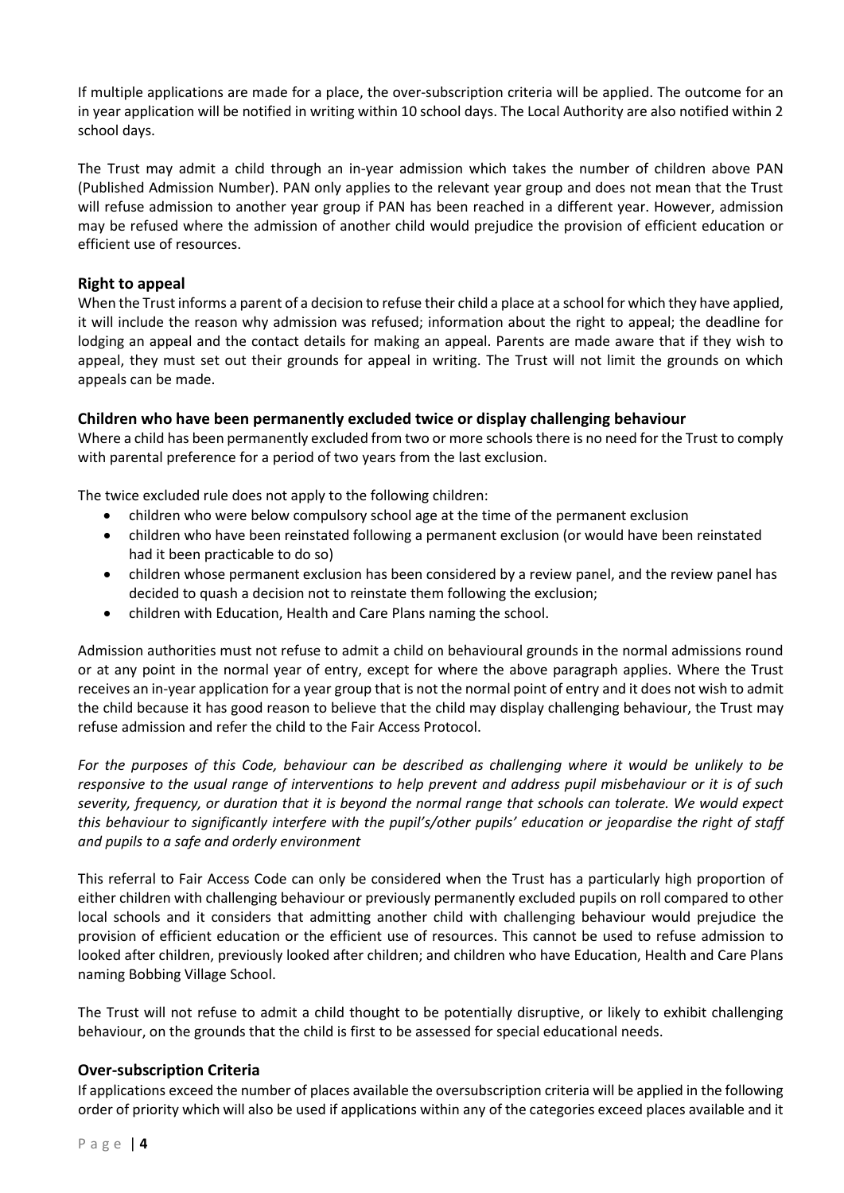If multiple applications are made for a place, the over-subscription criteria will be applied. The outcome for an in year application will be notified in writing within 10 school days. The Local Authority are also notified within 2 school days.

The Trust may admit a child through an in-year admission which takes the number of children above PAN (Published Admission Number). PAN only applies to the relevant year group and does not mean that the Trust will refuse admission to another year group if PAN has been reached in a different year. However, admission may be refused where the admission of another child would prejudice the provision of efficient education or efficient use of resources.

### Right to appeal

When the Trust informs a parent of a decision to refuse their child a place at a school for which they have applied, it will include the reason why admission was refused; information about the right to appeal; the deadline for lodging an appeal and the contact details for making an appeal. Parents are made aware that if they wish to appeal, they must set out their grounds for appeal in writing. The Trust will not limit the grounds on which appeals can be made.

### Children who have been permanently excluded twice or display challenging behaviour

Where a child has been permanently excluded from two or more schools there is no need for the Trust to comply with parental preference for a period of two years from the last exclusion.

The twice excluded rule does not apply to the following children:

- children who were below compulsory school age at the time of the permanent exclusion
- children who have been reinstated following a permanent exclusion (or would have been reinstated had it been practicable to do so)
- children whose permanent exclusion has been considered by a review panel, and the review panel has decided to quash a decision not to reinstate them following the exclusion;
- children with Education, Health and Care Plans naming the school.

Admission authorities must not refuse to admit a child on behavioural grounds in the normal admissions round or at any point in the normal year of entry, except for where the above paragraph applies. Where the Trust receives an in-year application for a year group that is not the normal point of entry and it does not wish to admit the child because it has good reason to believe that the child may display challenging behaviour, the Trust may refuse admission and refer the child to the Fair Access Protocol.

*For the purposes of this Code, behaviour can be described as challenging where it would be unlikely to be responsive to the usual range of interventions to help prevent and address pupil misbehaviour or it is of such severity, frequency, or duration that it is beyond the normal range that schools can tolerate. We would expect this behaviour to significantly interfere with the pupil's/other pupils' education or jeopardise the right of staff and pupils to a safe and orderly environment*

This referral to Fair Access Code can only be considered when the Trust has a particularly high proportion of either children with challenging behaviour or previously permanently excluded pupils on roll compared to other local schools and it considers that admitting another child with challenging behaviour would prejudice the provision of efficient education or the efficient use of resources. This cannot be used to refuse admission to looked after children, previously looked after children; and children who have Education, Health and Care Plans naming Bobbing Village School.

The Trust will not refuse to admit a child thought to be potentially disruptive, or likely to exhibit challenging behaviour, on the grounds that the child is first to be assessed for special educational needs.

### Over-subscription Criteria

If applications exceed the number of places available the oversubscription criteria will be applied in the following order of priority which will also be used if applications within any of the categories exceed places available and it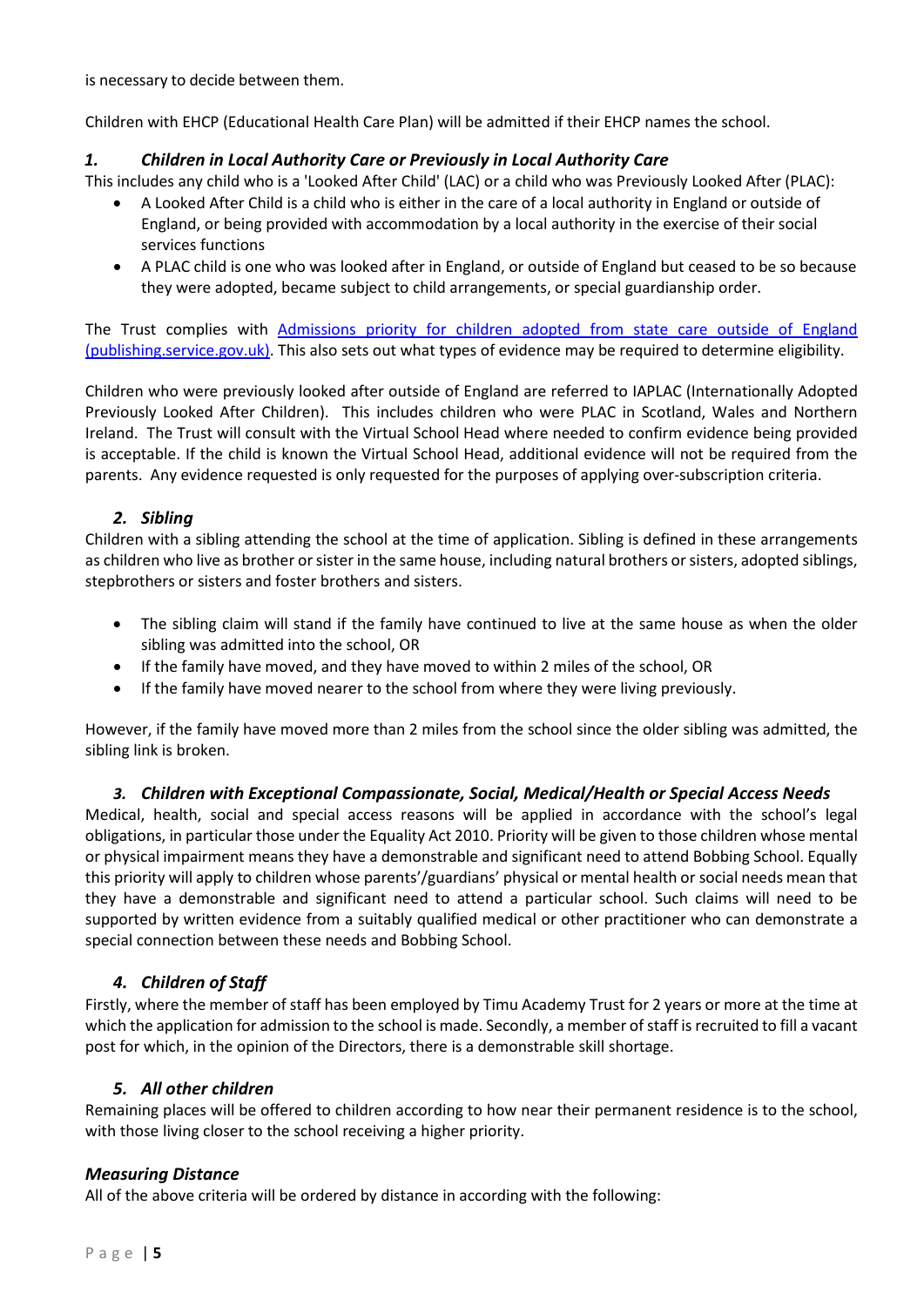is necessary to decide between them.

Children with EHCP (Educational Health Care Plan) will be admitted if their EHCP names the school.

### *1. Children in Local Authority Care or Previously in Local Authority Care*

This includes any child who is a 'Looked After Child' (LAC) or a child who was Previously Looked After (PLAC):

- A Looked After Child is a child who is either in the care of a local authority in England or outside of England, or being provided with accommodation by a local authority in the exercise of their social services functions
- A PLAC child is one who was looked after in England, or outside of England but ceased to be so because they were adopted, became subject to child arrangements, or special guardianship order.

The Trust complies with [Admissions priority for children adopted from state care outside of England (publishing.service.gov.uk)](https://publishing.service.gov.uk). This also sets out what types of evidence may be required to determine eligibility.

Children who were previously looked after outside of England are referred to IAPLAC (Internationally Adopted Previously Looked After Children). This includes children who were PLAC in Scotland, Wales and Northern Ireland. The Trust will consult with the Virtual School Head where needed to confirm evidence being provided is acceptable. If the child is known the Virtual School Head, additional evidence will not be required from the parents. Any evidence requested is only requested for the purposes of applying over-subscription criteria.

### *2. Sibling*

Children with a sibling attending the school at the time of application. Sibling is defined in these arrangements as children who live as brother or sister in the same house, including natural brothers or sisters, adopted siblings, stepbrothers or sisters and foster brothers and sisters.

- The sibling claim will stand if the family have continued to live at the same house as when the older sibling was admitted into the school, OR
- If the family have moved, and they have moved to within 2 miles of the school, OR
- If the family have moved nearer to the school from where they were living previously.

However, if the family have moved more than 2 miles from the school since the older sibling was admitted, the sibling link is broken.

### *3. Children with Exceptional Compassionate, Social, Medical/Health or Special Access Needs*

Medical, health, social and special access reasons will be applied in accordance with the school's legal obligations, in particular those under the Equality Act 2010. Priority will be given to those children whose mental or physical impairment means they have a demonstrable and significant need to attend Bobbing School. Equally this priority will apply to children whose parents'/guardians' physical or mental health or social needs mean that they have a demonstrable and significant need to attend a particular school. Such claims will need to be supported by written evidence from a suitably qualified medical or other practitioner who can demonstrate a special connection between these needs and Bobbing School.

### *4. Children of Staff*

Firstly, where the member of staff has been employed by Timu Academy Trust for 2 years or more at the time at which the application for admission to the school is made. Secondly, a member of staff is recruited to fill a vacant post for which, in the opinion of the Directors, there is a demonstrable skill shortage.

### *5. All other children*

Remaining places will be offered to children according to how near their permanent residence is to the school, with those living closer to the school receiving a higher priority.

### *Measuring Distance*

All of the above criteria will be ordered by distance in according with the following: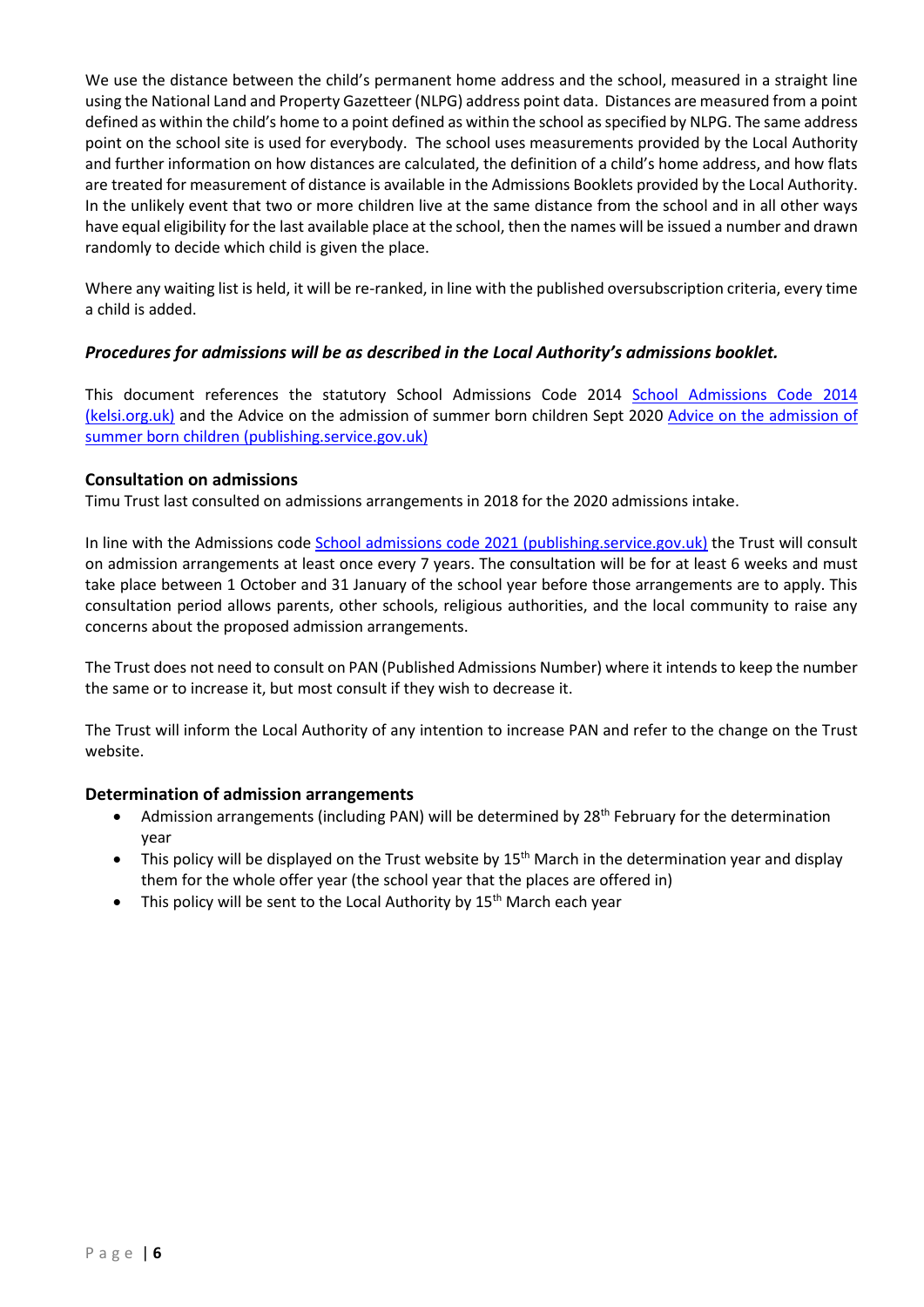We use the distance between the child's permanent home address and the school, measured in a straight line using the National Land and Property Gazetteer (NLPG) address point data. Distances are measured from a point defined as within the child's home to a point defined as within the school as specified by NLPG. The same address point on the school site is used for everybody. The school uses measurements provided by the Local Authority and further information on how distances are calculated, the definition of a child's home address, and how flats are treated for measurement of distance is available in the Admissions Booklets provided by the Local Authority. In the unlikely event that two or more children live at the same distance from the school and in all other ways have equal eligibility for the last available place at the school, then the names will be issued a number and drawn randomly to decide which child is given the place.

Where any waiting list is held, it will be re-ranked, in line with the published oversubscription criteria, every time a child is added.

***Procedures for admissions will be as described in the Local Authority's admissions booklet.***

This document references the statutory School Admissions Code 2014 [School Admissions Code 2014 (kelsi.org.uk)] and the Advice on the admission of summer born children Sept 2020 [Advice on the admission of summer born children (publishing.service.gov.uk)]

**Consultation on admissions**

Timu Trust last consulted on admissions arrangements in 2018 for the 2020 admissions intake.

In line with the Admissions code [School admissions code 2021 (publishing.service.gov.uk)] the Trust will consult on admission arrangements at least once every 7 years. The consultation will be for at least 6 weeks and must take place between 1 October and 31 January of the school year before those arrangements are to apply. This consultation period allows parents, other schools, religious authorities, and the local community to raise any concerns about the proposed admission arrangements.

The Trust does not need to consult on PAN (Published Admissions Number) where it intends to keep the number the same or to increase it, but most consult if they wish to decrease it.

The Trust will inform the Local Authority of any intention to increase PAN and refer to the change on the Trust website.

**Determination of admission arrangements**

- Admission arrangements (including PAN) will be determined by 28th February for the determination year
- This policy will be displayed on the Trust website by 15th March in the determination year and display them for the whole offer year (the school year that the places are offered in)
- This policy will be sent to the Local Authority by 15th March each year